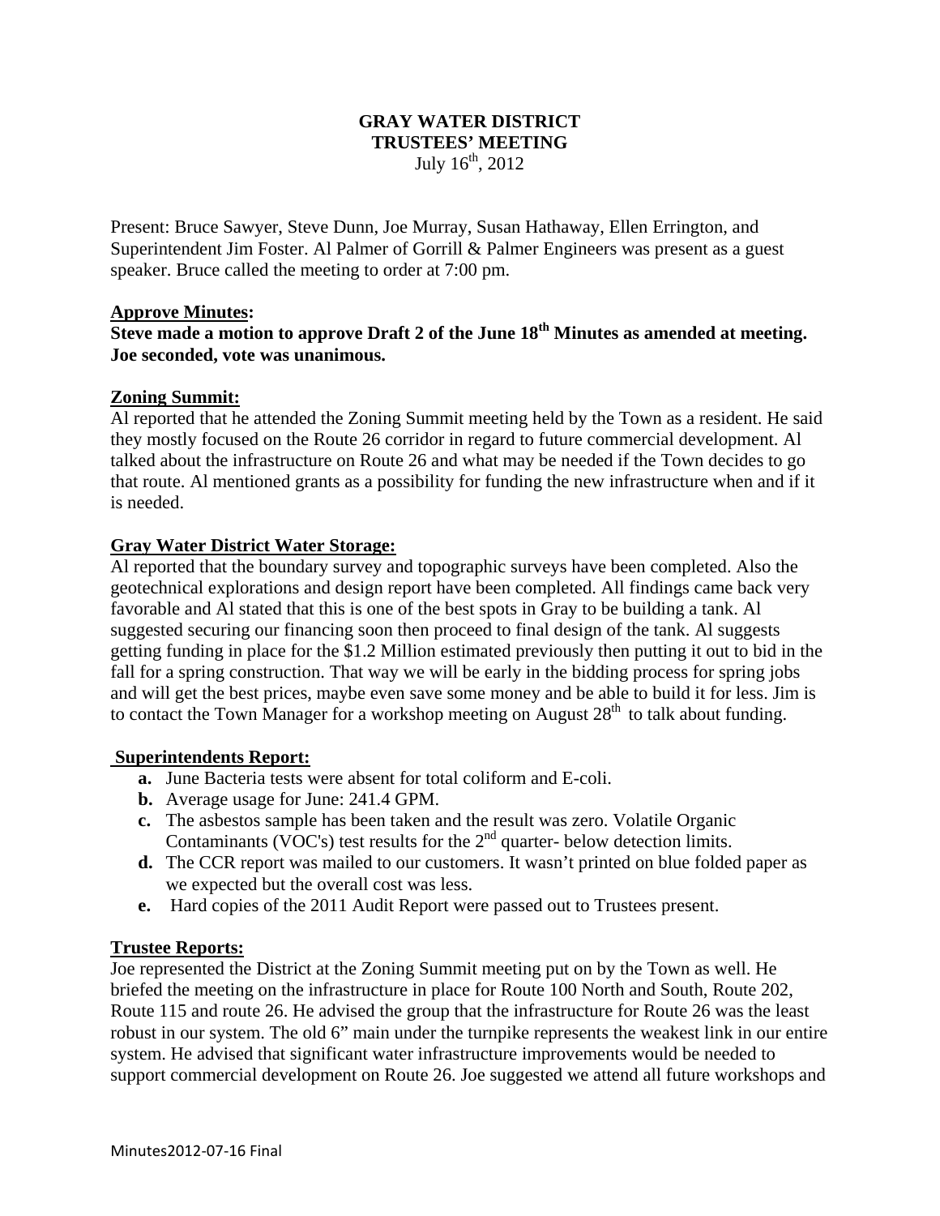# GRAY WATER DISTRICT
# TRUSTEES' MEETING

July 16th, 2012

Present: Bruce Sawyer, Steve Dunn, Joe Murray, Susan Hathaway, Ellen Errington, and Superintendent Jim Foster. Al Palmer of Gorrill & Palmer Engineers was present as a guest speaker. Bruce called the meeting to order at 7:00 pm.

## Approve Minutes:

**Steve made a motion to approve Draft 2 of the June 18th Minutes as amended at meeting. Joe seconded, vote was unanimous.**

## Zoning Summit:

Al reported that he attended the Zoning Summit meeting held by the Town as a resident. He said they mostly focused on the Route 26 corridor in regard to future commercial development. Al talked about the infrastructure on Route 26 and what may be needed if the Town decides to go that route. Al mentioned grants as a possibility for funding the new infrastructure when and if it is needed.

## Gray Water District Water Storage:

Al reported that the boundary survey and topographic surveys have been completed. Also the geotechnical explorations and design report have been completed. All findings came back very favorable and Al stated that this is one of the best spots in Gray to be building a tank. Al suggested securing our financing soon then proceed to final design of the tank. Al suggests getting funding in place for the $1.2 Million estimated previously then putting it out to bid in the fall for a spring construction. That way we will be early in the bidding process for spring jobs and will get the best prices, maybe even save some money and be able to build it for less. Jim is to contact the Town Manager for a workshop meeting on August 28th to talk about funding.

## Superintendents Report:

- **a.** June Bacteria tests were absent for total coliform and E-coli.
- **b.** Average usage for June: 241.4 GPM.
- **c.** The asbestos sample has been taken and the result was zero. Volatile Organic Contaminants (VOC's) test results for the 2nd quarter- below detection limits.
- **d.** The CCR report was mailed to our customers. It wasn't printed on blue folded paper as we expected but the overall cost was less.
- **e.** Hard copies of the 2011 Audit Report were passed out to Trustees present.

## Trustee Reports:

Joe represented the District at the Zoning Summit meeting put on by the Town as well. He briefed the meeting on the infrastructure in place for Route 100 North and South, Route 202, Route 115 and route 26. He advised the group that the infrastructure for Route 26 was the least robust in our system. The old 6" main under the turnpike represents the weakest link in our entire system. He advised that significant water infrastructure improvements would be needed to support commercial development on Route 26. Joe suggested we attend all future workshops and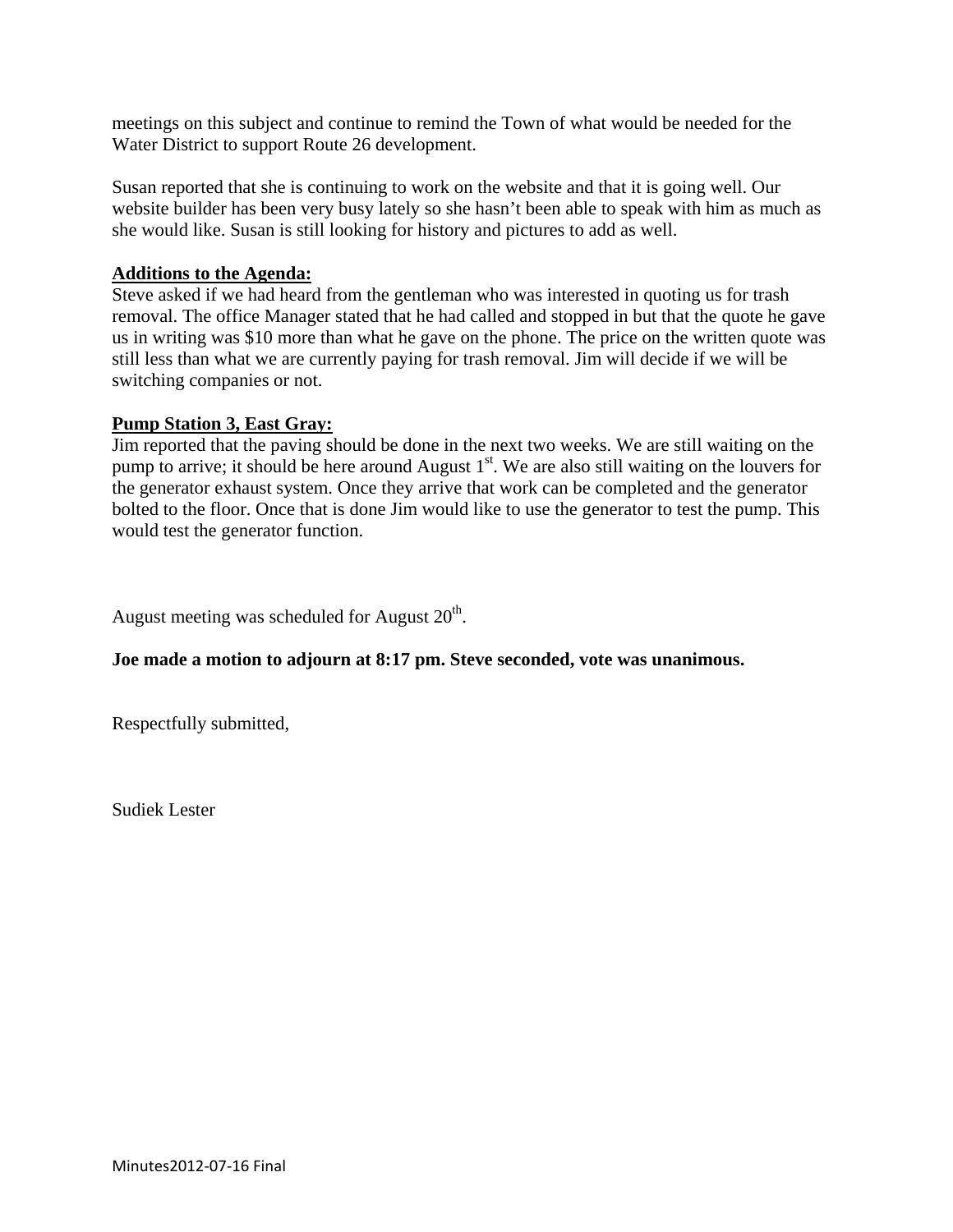meetings on this subject and continue to remind the Town of what would be needed for the Water District to support Route 26 development.

Susan reported that she is continuing to work on the website and that it is going well. Our website builder has been very busy lately so she hasn't been able to speak with him as much as she would like. Susan is still looking for history and pictures to add as well.

**Additions to the Agenda:**

Steve asked if we had heard from the gentleman who was interested in quoting us for trash removal. The office Manager stated that he had called and stopped in but that the quote he gave us in writing was $10 more than what he gave on the phone. The price on the written quote was still less than what we are currently paying for trash removal. Jim will decide if we will be switching companies or not.

**Pump Station 3, East Gray:**

Jim reported that the paving should be done in the next two weeks. We are still waiting on the pump to arrive; it should be here around August 1st. We are also still waiting on the louvers for the generator exhaust system. Once they arrive that work can be completed and the generator bolted to the floor. Once that is done Jim would like to use the generator to test the pump. This would test the generator function.

August meeting was scheduled for August 20th.

**Joe made a motion to adjourn at 8:17 pm. Steve seconded, vote was unanimous.**

Respectfully submitted,

Sudiek Lester